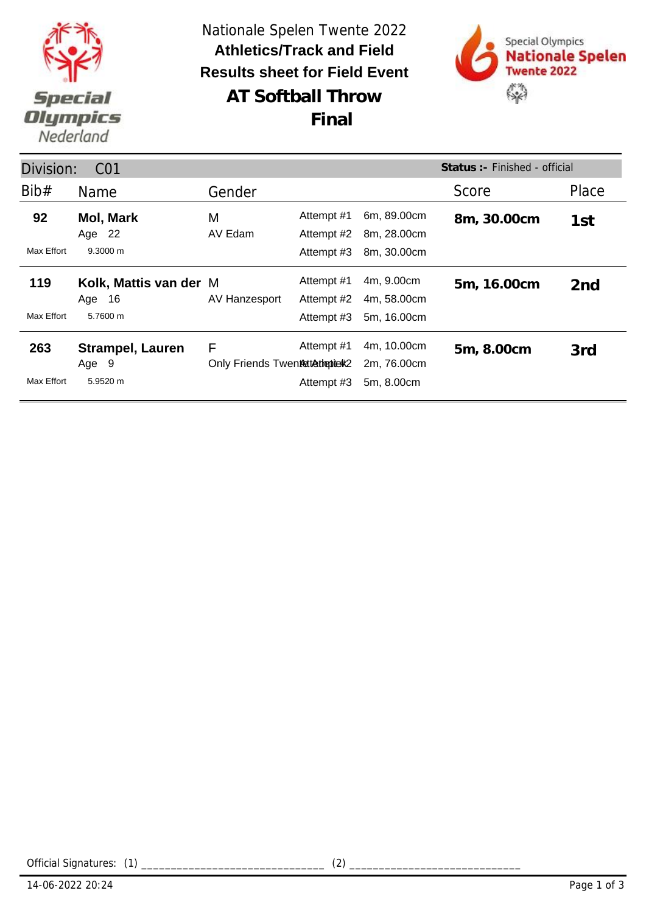Special Olympics Nederland

# Nationale Spelen Twente 2022

## Athletics/Track and Field

## Results sheet for Field Event

# AT Softball Throw

# Final

Special Olympics Nationale Spelen Twente 2022

**Division:** C01 — **Status :-** Finished - official

| Bib# | Name | Gender | Attempt | Distance | Score | Place |
|---|---|---|---|---|---|---|
| **92** | **Mol, Mark** | M | Attempt #1 | 6m, 89.00cm | **8m, 30.00cm** | **1st** |
| | Age 22 | AV Edam | Attempt #2 | 8m, 28.00cm | | |
| Max Effort | 9.3000 m | | Attempt #3 | 8m, 30.00cm | | |
| **119** | **Kolk, Mattis van der** | M | Attempt #1 | 4m, 9.00cm | **5m, 16.00cm** | **2nd** |
| | Age 16 | AV Hanzesport | Attempt #2 | 4m, 58.00cm | | |
| Max Effort | 5.7600 m | | Attempt #3 | 5m, 16.00cm | | |
| **263** | **Strampel, Lauren** | F | Attempt #1 | 4m, 10.00cm | **5m, 8.00cm** | **3rd** |
| | Age 9 | Only Friends Twente Atletiek | Attempt #2 | 2m, 76.00cm | | |
| Max Effort | 5.9520 m | | Attempt #3 | 5m, 8.00cm | | |

Official Signatures: (1) ______________________________ (2) ____________________________

14-06-2022 20:24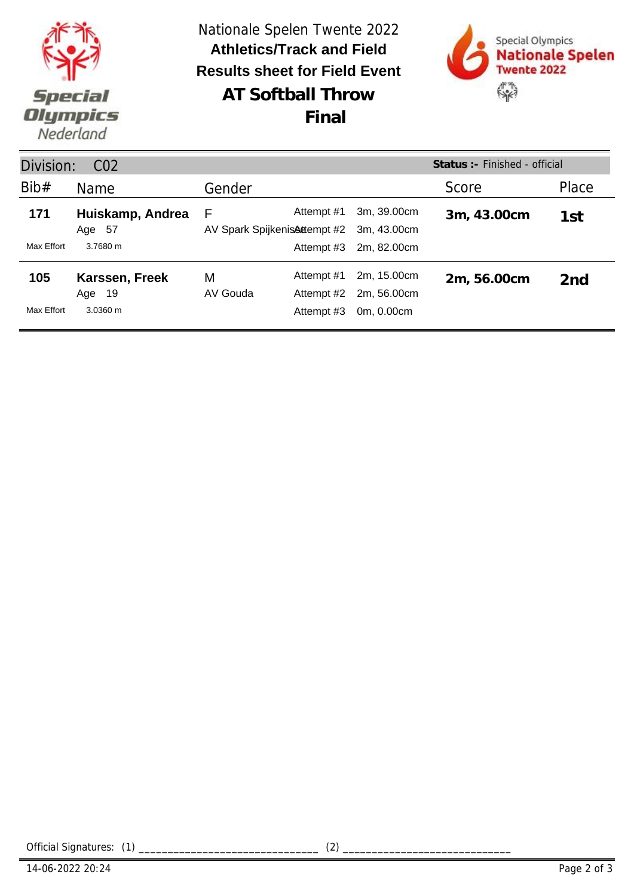Nationale Spelen Twente 2022

**Athletics/Track and Field**

**Results sheet for Field Event**

# AT Softball Throw

## Final

Division: C02 — **Status :-** Finished - official

| Bib# | Name | Gender | | | Score | Place |
|---|---|---|---|---|---|---|
| **171** | **Huiskamp, Andrea** | F | Attempt #1 | 3m, 39.00cm | **3m, 43.00cm** | **1st** |
| | Age 57 | AV Spark Spijkenisse | Attempt #2 | 3m, 43.00cm | | |
| Max Effort | 3.7680 m | | Attempt #3 | 2m, 82.00cm | | |
| **105** | **Karssen, Freek** | M | Attempt #1 | 2m, 15.00cm | **2m, 56.00cm** | **2nd** |
| | Age 19 | AV Gouda | Attempt #2 | 2m, 56.00cm | | |
| Max Effort | 3.0360 m | | Attempt #3 | 0m, 0.00cm | | |

Official Signatures: (1) ______________________________ (2) ____________________________

14-06-2022 20:24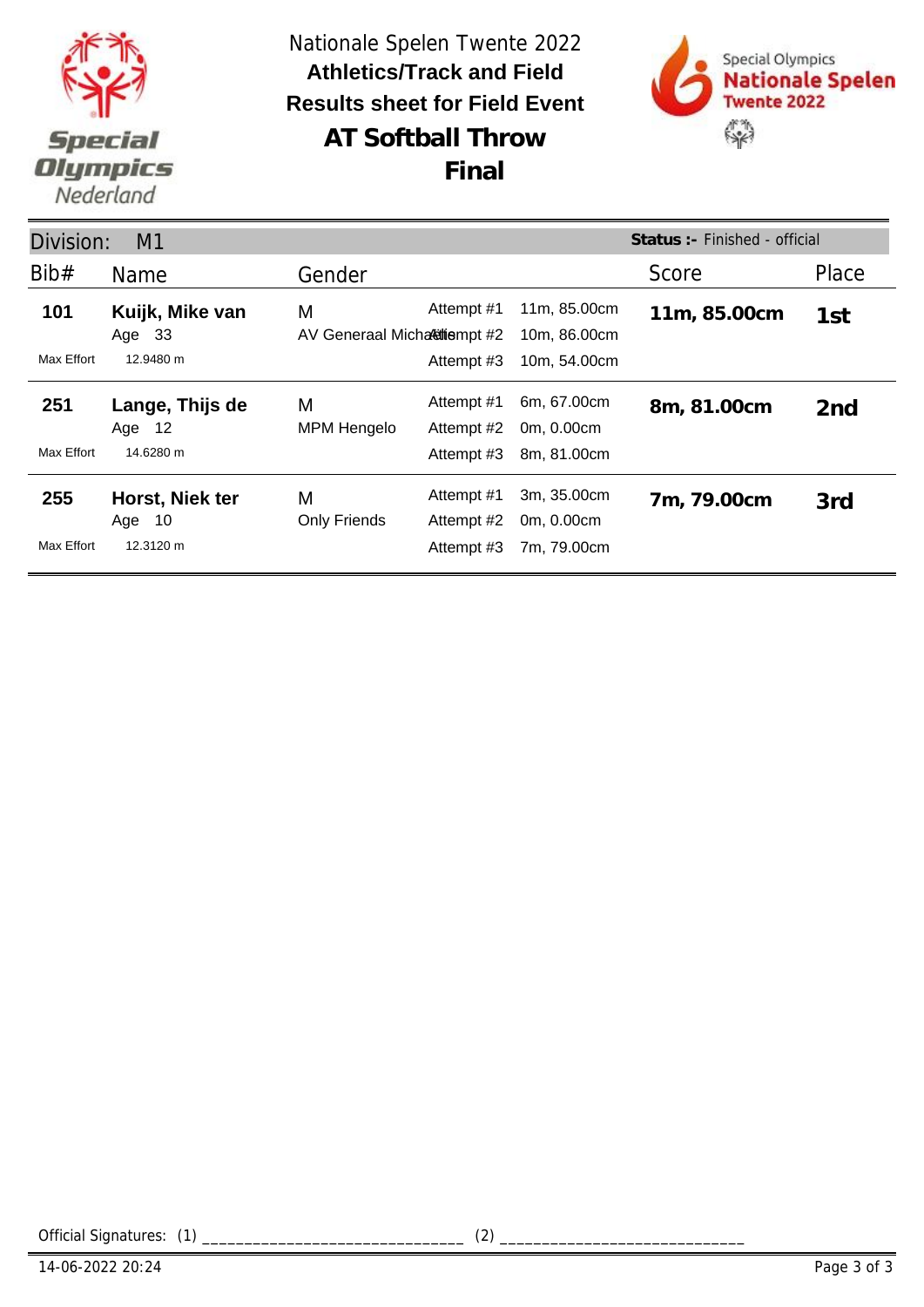Nationale Spelen Twente 2022

**Athletics/Track and Field**

**Results sheet for Field Event**

# AT Softball Throw

## Final

Division: M1 — **Status :-** Finished - official

| Bib# | Name | Gender | Attempts | | Score | Place |
|---|---|---|---|---|---|---|
| **101** | **Kuijk, Mike van** | M | Attempt #1 | 11m, 85.00cm | **11m, 85.00cm** | **1st** |
| | Age 33 | AV Generaal Michaëlis | Attempt #2 | 10m, 86.00cm | | |
| Max Effort | 12.9480 m | | Attempt #3 | 10m, 54.00cm | | |
| **251** | **Lange, Thijs de** | M | Attempt #1 | 6m, 67.00cm | **8m, 81.00cm** | **2nd** |
| | Age 12 | MPM Hengelo | Attempt #2 | 0m, 0.00cm | | |
| Max Effort | 14.6280 m | | Attempt #3 | 8m, 81.00cm | | |
| **255** | **Horst, Niek ter** | M | Attempt #1 | 3m, 35.00cm | **7m, 79.00cm** | **3rd** |
| | Age 10 | Only Friends | Attempt #2 | 0m, 0.00cm | | |
| Max Effort | 12.3120 m | | Attempt #3 | 7m, 79.00cm | | |

Official Signatures: (1) ______________________________ (2) ____________________________

14-06-2022 20:24